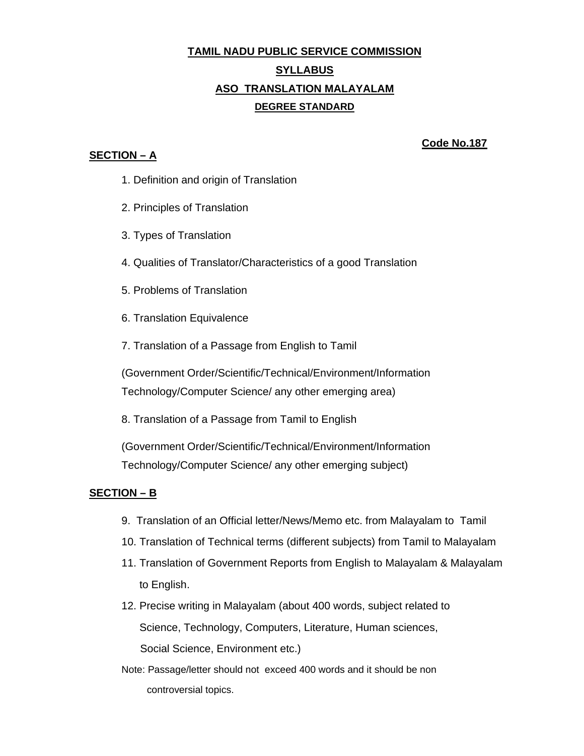# TAMIL NADU PUBLIC SERVICE COMMISSION

## SYLLABUS

## ASO TRANSLATION MALAYALAM

### DEGREE STANDARD

**Code No.187**

**SECTION – A**

1. Definition and origin of Translation
2. Principles of Translation
3. Types of Translation
4. Qualities of Translator/Characteristics of a good Translation
5. Problems of Translation
6. Translation Equivalence
7. Translation of a Passage from English to Tamil

   (Government Order/Scientific/Technical/Environment/Information Technology/Computer Science/ any other emerging area)

8. Translation of a Passage from Tamil to English

   (Government Order/Scientific/Technical/Environment/Information Technology/Computer Science/ any other emerging subject)

**SECTION – B**

9. Translation of an Official letter/News/Memo etc. from Malayalam to Tamil
10. Translation of Technical terms (different subjects) from Tamil to Malayalam
11. Translation of Government Reports from English to Malayalam & Malayalam to English.
12. Precise writing in Malayalam (about 400 words, subject related to Science, Technology, Computers, Literature, Human sciences, Social Science, Environment etc.)

Note: Passage/letter should not exceed 400 words and it should be non controversial topics.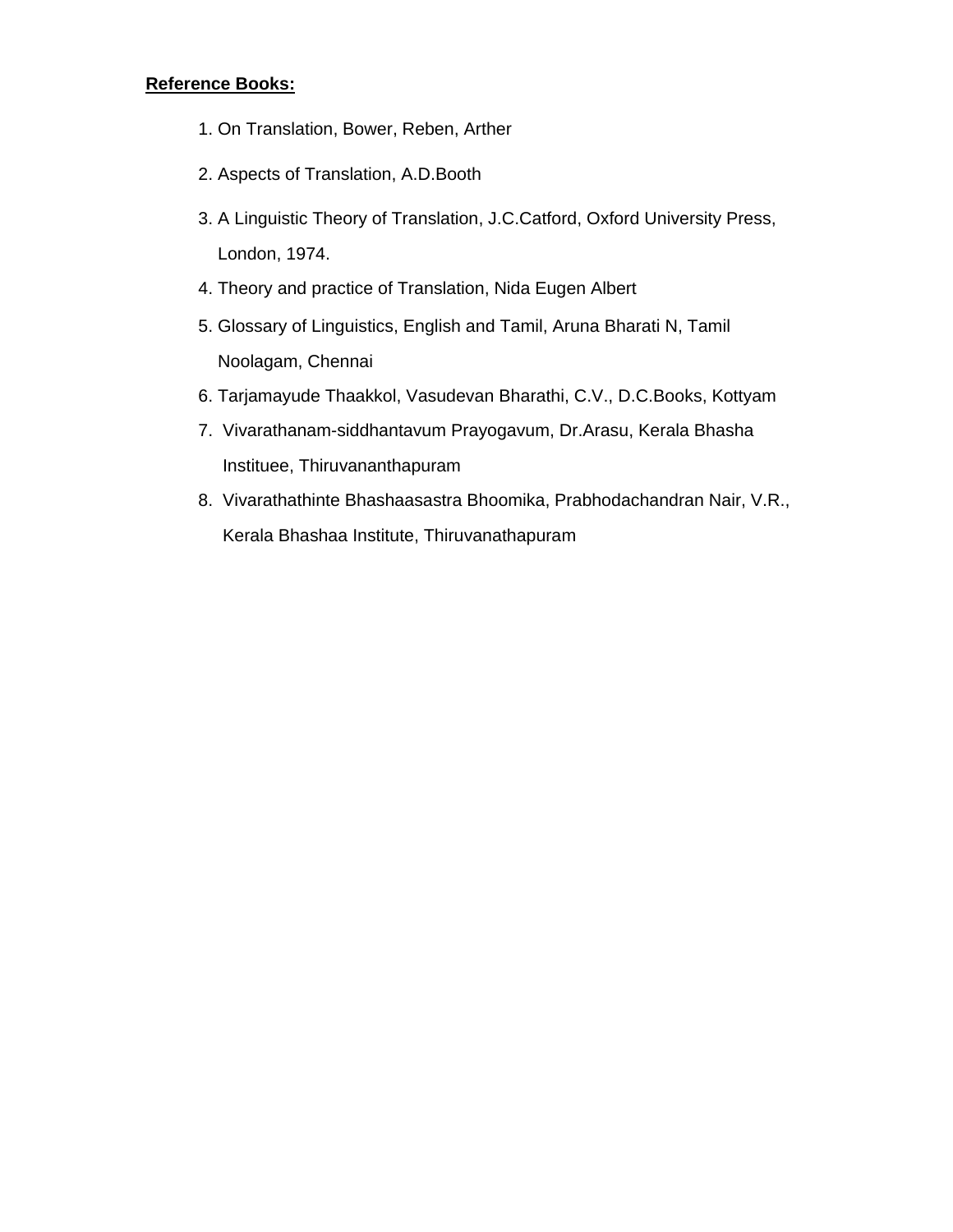**Reference Books:**

1. On Translation, Bower, Reben, Arther
2. Aspects of Translation, A.D.Booth
3. A Linguistic Theory of Translation, J.C.Catford, Oxford University Press, London, 1974.
4. Theory and practice of Translation, Nida Eugen Albert
5. Glossary of Linguistics, English and Tamil, Aruna Bharati N, Tamil Noolagam, Chennai
6. Tarjamayude Thaakkol, Vasudevan Bharathi, C.V., D.C.Books, Kottyam
7. Vivarathanam-siddhantavum Prayogavum, Dr.Arasu, Kerala Bhasha Instituee, Thiruvananthapuram
8. Vivarathathinte Bhashaasastra Bhoomika, Prabhodachandran Nair, V.R., Kerala Bhashaa Institute, Thiruvanathapuram